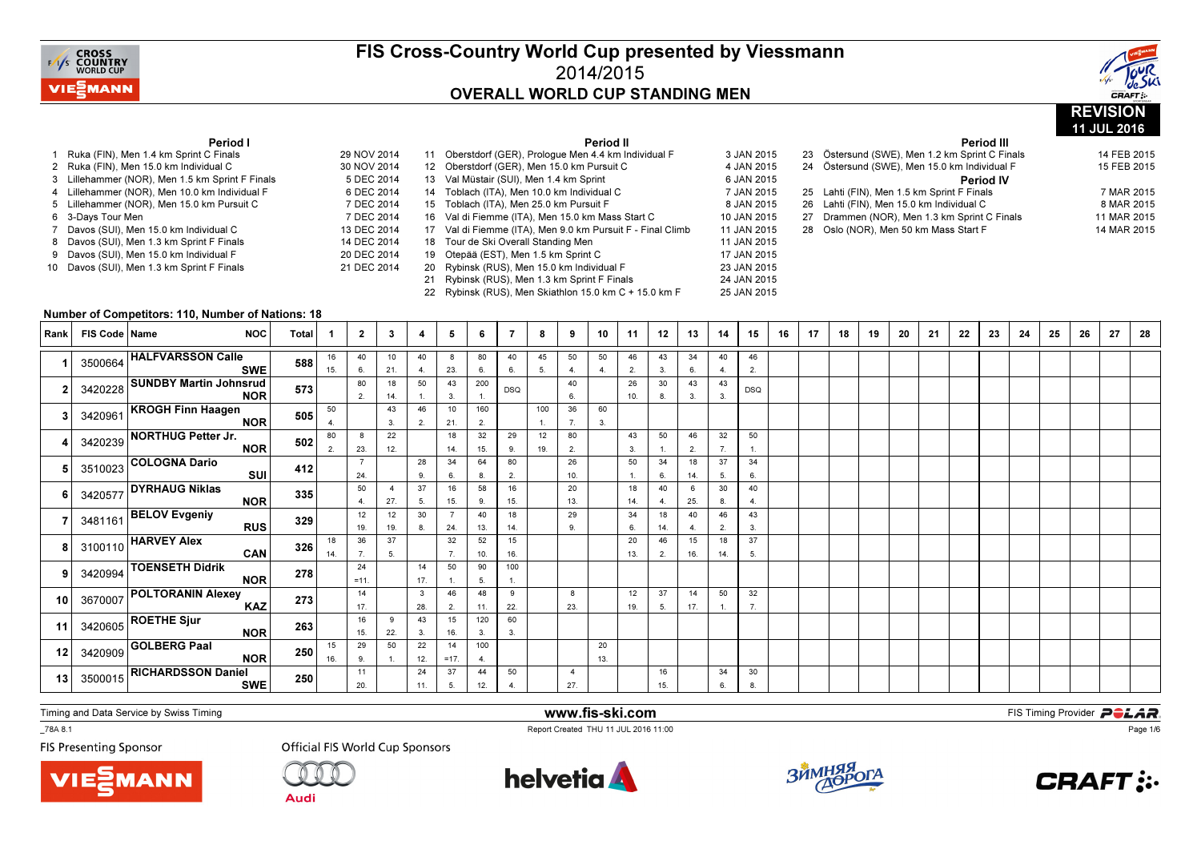# FIS Cross-Country World Cup presented by Viessmann

## 2014/2015

## OVERALL WORLD CUP STANDING MEN

**REVISION**
**11 JUL 2016**

### Period I

| # | Event | Date |
|---|---|---|
| 1 | Ruka (FIN), Men 1.4 km Sprint C Finals | 29 NOV 2014 |
| 2 | Ruka (FIN), Men 15.0 km Individual C | 30 NOV 2014 |
| 3 | Lillehammer (NOR), Men 1.5 km Sprint F Finals | 5 DEC 2014 |
| 4 | Lillehammer (NOR), Men 10.0 km Individual F | 6 DEC 2014 |
| 5 | Lillehammer (NOR), Men 15.0 km Pursuit C | 7 DEC 2014 |
| 6 | 3-Days Tour Men | 7 DEC 2014 |
| 7 | Davos (SUI), Men 15.0 km Individual C | 13 DEC 2014 |
| 8 | Davos (SUI), Men 1.3 km Sprint F Finals | 14 DEC 2014 |
| 9 | Davos (SUI), Men 15.0 km Individual F | 20 DEC 2014 |
| 10 | Davos (SUI), Men 1.3 km Sprint F Finals | 21 DEC 2014 |

### Period II

| # | Event | Date |
|---|---|---|
| 11 | Oberstdorf (GER), Prologue Men 4.4 km Individual F | 3 JAN 2015 |
| 12 | Oberstdorf (GER), Men 15.0 km Pursuit C | 4 JAN 2015 |
| 13 | Val Müstair (SUI), Men 1.4 km Sprint | 6 JAN 2015 |
| 14 | Toblach (ITA), Men 10.0 km Individual C | 7 JAN 2015 |
| 15 | Toblach (ITA), Men 25.0 km Pursuit F | 8 JAN 2015 |
| 16 | Val di Fiemme (ITA), Men 15.0 km Mass Start C | 10 JAN 2015 |
| 17 | Val di Fiemme (ITA), Men 9.0 km Pursuit F - Final Climb | 11 JAN 2015 |
| 18 | Tour de Ski Overall Standing Men | 11 JAN 2015 |
| 19 | Otepää (EST), Men 1.5 km Sprint C | 17 JAN 2015 |
| 20 | Rybinsk (RUS), Men 15.0 km Individual F | 23 JAN 2015 |
| 21 | Rybinsk (RUS), Men 1.3 km Sprint F Finals | 24 JAN 2015 |
| 22 | Rybinsk (RUS), Men Skiathlon 15.0 km C + 15.0 km F | 25 JAN 2015 |

### Period III

| # | Event | Date |
|---|---|---|
| 23 | Östersund (SWE), Men 1.2 km Sprint C Finals | 14 FEB 2015 |
| 24 | Östersund (SWE), Men 15.0 km Individual F | 15 FEB 2015 |

### Period IV

| # | Event | Date |
|---|---|---|
| 25 | Lahti (FIN), Men 1.5 km Sprint F Finals | 7 MAR 2015 |
| 26 | Lahti (FIN), Men 15.0 km Individual C | 8 MAR 2015 |
| 27 | Drammen (NOR), Men 1.3 km Sprint C Finals | 11 MAR 2015 |
| 28 | Oslo (NOR), Men 50 km Mass Start F | 14 MAR 2015 |

**Number of Competitors: 110, Number of Nations: 18**

| Rank | FIS Code | Name | NOC | Total | 1 | 2 | 3 | 4 | 5 | 6 | 7 | 8 | 9 | 10 | 11 | 12 | 13 | 14 | 15 | 16 | 17 | 18 | 19 | 20 | 21 | 22 | 23 | 24 | 25 | 26 | 27 | 28 |
|---|---|---|---|---|---|---|---|---|---|---|---|---|---|---|---|---|---|---|---|---|---|---|---|---|---|---|---|---|---|---|---|---|
| 1 | 3500664 | HALFVARSSON Calle | SWE | 588 | 16 (15.) | 40 (6.) | 10 (21.) | 40 (4.) | 8 (23.) | 80 (6.) | 40 (6.) | 45 (5.) | 50 (4.) | 50 (4.) | 46 (2.) | 43 (3.) | 34 (6.) | 40 (4.) | 46 (2.) | | | | | | | | | | | | | |
| 2 | 3420228 | SUNDBY Martin Johnsrud | NOR | 573 | | 80 (2.) | 18 (14.) | 50 (1.) | 43 (3.) | 200 (1.) | DSQ | | 40 (6.) | | 26 (10.) | 30 (8.) | 43 (3.) | 43 (3.) | DSQ | | | | | | | | | | | | | |
| 3 | 3420961 | KROGH Finn Haagen | NOR | 505 | 50 (4.) | | 43 (3.) | 46 (2.) | 10 (21.) | 160 (2.) | | 100 (1.) | 36 (7.) | 60 (3.) | | | | | | | | | | | | | | | | | | |
| 4 | 3420239 | NORTHUG Petter Jr. | NOR | 502 | 80 (2.) | 8 (23.) | 22 (12.) | | 18 (14.) | 32 (15.) | 29 (9.) | 12 (19.) | 80 (2.) | | 43 (3.) | 50 (1.) | 46 (2.) | 32 (7.) | 50 (1.) | | | | | | | | | | | | | |
| 5 | 3510023 | COLOGNA Dario | SUI | 412 | | 7 (24.) | | 28 (9.) | 34 (6.) | 64 (8.) | 80 (2.) | | 26 (10.) | | 50 (1.) | 34 (6.) | 18 (14.) | 37 (5.) | 34 (6.) | | | | | | | | | | | | | |
| 6 | 3420577 | DYRHAUG Niklas | NOR | 335 | | 50 (4.) | 4 (27.) | 37 (5.) | 16 (15.) | 58 (9.) | 16 (15.) | | 20 (13.) | | 18 (14.) | 40 (4.) | 6 (25.) | 30 (8.) | 40 (4.) | | | | | | | | | | | | | |
| 7 | 3481161 | BELOV Evgeniy | RUS | 329 | | 12 (19.) | 12 (19.) | 30 (8.) | 7 (24.) | 40 (13.) | 18 (14.) | | 29 (9.) | | 34 (6.) | 18 (14.) | 40 (4.) | 46 (2.) | 43 (3.) | | | | | | | | | | | | | |
| 8 | 3100110 | HARVEY Alex | CAN | 326 | 18 (14.) | 36 (7.) | 37 (5.) | | 32 (7.) | 52 (10.) | 15 (16.) | | | | 20 (13.) | 46 (2.) | 15 (16.) | 18 (14.) | 37 (5.) | | | | | | | | | | | | | |
| 9 | 3420994 | TOENSETH Didrik | NOR | 278 | | 24 (=11.) | | 14 (17.) | 50 (1.) | 90 (5.) | 100 (1.) | | | | | | | | | | | | | | | | | | | | | |
| 10 | 3670007 | POLTORANIN Alexey | KAZ | 273 | | 14 (17.) | | 3 (28.) | 46 (2.) | 48 (11.) | 9 (22.) | | 8 (23.) | | 12 (19.) | 37 (5.) | 14 (17.) | 50 (1.) | 32 (7.) | | | | | | | | | | | | | |
| 11 | 3420605 | ROETHE Sjur | NOR | 263 | | 16 (15.) | 9 (22.) | 43 (3.) | 15 (16.) | 120 (3.) | 60 (3.) | | | | | | | | | | | | | | | | | | | | | |
| 12 | 3420909 | GOLBERG Paal | NOR | 250 | 15 (16.) | 29 (9.) | 50 (1.) | 22 (12.) | 14 (=17.) | 100 (4.) | | | | 20 (13.) | | | | | | | | | | | | | | | | | | |
| 13 | 3500015 | RICHARDSSON Daniel | SWE | 250 | | 11 (20.) | | 24 (11.) | 37 (5.) | 44 (12.) | 50 (4.) | | 4 (27.) | | | 16 (15.) | | 34 (6.) | 30 (8.) | | | | | | | | | | | | | |

Timing and Data Service by Swiss Timing — www.fis-ski.com — FIS Timing Provider POLAR

_78A 8.1 — Report Created THU 11 JUL 2016 11:00

FIS Presenting Sponsor: Viessmann — Official FIS World Cup Sponsors: Audi, helvetia, Зимняя Дорога, CRAFT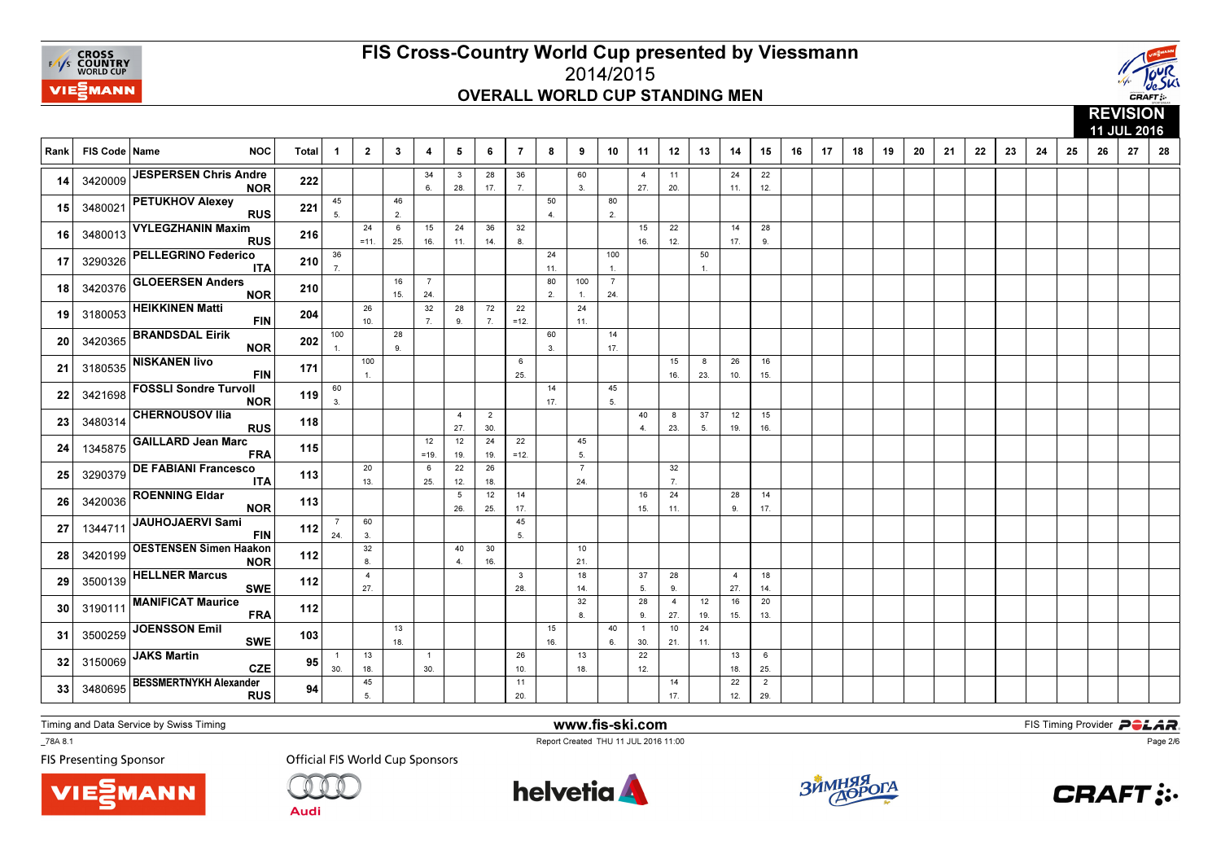# FIS Cross-Country World Cup presented by Viessmann

## 2014/2015

### OVERALL WORLD CUP STANDING MEN

**REVISION**
**11 JUL 2016**

| Rank | FIS Code | Name | NOC | Total | 1 | 2 | 3 | 4 | 5 | 6 | 7 | 8 | 9 | 10 | 11 | 12 | 13 | 14 | 15 | 16 | 17 | 18 | 19 | 20 | 21 | 22 | 23 | 24 | 25 | 26 | 27 | 28 |
|---|---|---|---|---|---|---|---|---|---|---|---|---|---|---|---|---|---|---|---|---|---|---|---|---|---|---|---|---|---|---|---|---|
| 14 | 3420009 | JESPERSEN Chris Andre | NOR | 222 | | | | 34 (6.) | 3 (28.) | 28 (17.) | 36 (7.) | | 60 (3.) | | 4 (27.) | 11 (20.) | | 24 (11.) | 22 (12.) | | | | | | | | | | | | | |
| 15 | 3480021 | PETUKHOV Alexey | RUS | 221 | 45 (5.) | | 46 (2.) | | | | | 50 (4.) | | 80 (2.) | | | | | | | | | | | | | | | | | | |
| 16 | 3480013 | VYLEGZHANIN Maxim | RUS | 216 | | 24 (=11.) | 6 (25.) | 15 (16.) | 24 (11.) | 36 (14.) | 32 (8.) | | | | 15 (16.) | 22 (12.) | | 14 (17.) | 28 (9.) | | | | | | | | | | | | | |
| 17 | 3290326 | PELLEGRINO Federico | ITA | 210 | 36 (7.) | | | | | | | 24 (11.) | | 100 (1.) | | | 50 (1.) | | | | | | | | | | | | | | | |
| 18 | 3420376 | GLOEERSEN Anders | NOR | 210 | | | 16 (15.) | 7 (24.) | | | | 80 (2.) | 100 (1.) | 7 (24.) | | | | | | | | | | | | | | | | | | |
| 19 | 3180053 | HEIKKINEN Matti | FIN | 204 | | 26 (10.) | | 32 (7.) | 28 (9.) | 72 (7.) | 22 (=12.) | | 24 (11.) | | | | | | | | | | | | | | | | | | | |
| 20 | 3420365 | BRANDSDAL Eirik | NOR | 202 | 100 (1.) | | 28 (9.) | | | | | 60 (3.) | | 14 (17.) | | | | | | | | | | | | | | | | | | |
| 21 | 3180535 | NISKANEN Iivo | FIN | 171 | | 100 (1.) | | | | | 6 (25.) | | | | | 15 (16.) | 8 (23.) | 26 (10.) | 16 (15.) | | | | | | | | | | | | | |
| 22 | 3421698 | FOSSLI Sondre Turvoll | NOR | 119 | 60 (3.) | | | | | | | 14 (17.) | | 45 (5.) | | | | | | | | | | | | | | | | | | |
| 23 | 3480314 | CHERNOUSOV Ilia | RUS | 118 | | | | | 4 (27.) | 2 (30.) | | | | | 40 (4.) | 8 (23.) | 37 (5.) | 12 (19.) | 15 (16.) | | | | | | | | | | | | | |
| 24 | 1345875 | GAILLARD Jean Marc | FRA | 115 | | | | 12 (=19.) | 12 (19.) | 24 (19.) | 22 (=12.) | | 45 (5.) | | | | | | | | | | | | | | | | | | | |
| 25 | 3290379 | DE FABIANI Francesco | ITA | 113 | | 20 (13.) | | 6 (25.) | 22 (12.) | 26 (18.) | | | 7 (24.) | | | 32 (7.) | | | | | | | | | | | | | | | | |
| 26 | 3420036 | ROENNING Eldar | NOR | 113 | | | | | 5 (26.) | 12 (25.) | 14 (17.) | | | | 16 (15.) | 24 (11.) | | 28 (9.) | 14 (17.) | | | | | | | | | | | | | |
| 27 | 1344711 | JAUHOJAERVI Sami | FIN | 112 | 7 (24.) | 60 (3.) | | | | | 45 (5.) | | | | | | | | | | | | | | | | | | | | | |
| 28 | 3420199 | OESTENSEN Simen Haakon | NOR | 112 | | 32 (8.) | | | 40 (4.) | 30 (16.) | | | 10 (21.) | | | | | | | | | | | | | | | | | | | |
| 29 | 3500139 | HELLNER Marcus | SWE | 112 | | 4 (27.) | | | | | 3 (28.) | | 18 (14.) | | 37 (5.) | 28 (9.) | | 4 (27.) | 18 (14.) | | | | | | | | | | | | | |
| 30 | 3190111 | MANIFICAT Maurice | FRA | 112 | | | | | | | | | 32 (8.) | | 28 (9.) | 4 (27.) | 12 (19.) | 16 (15.) | 20 (13.) | | | | | | | | | | | | | |
| 31 | 3500259 | JOENSSON Emil | SWE | 103 | | | 13 (18.) | | | | | 15 (16.) | | 40 (6.) | 1 (30.) | 10 (21.) | 24 (11.) | | | | | | | | | | | | | | | |
| 32 | 3150069 | JAKS Martin | CZE | 95 | 1 (30.) | 13 (18.) | | 1 (30.) | | | 26 (10.) | | 13 (18.) | | 22 (12.) | | | 13 (18.) | 6 (25.) | | | | | | | | | | | | | |
| 33 | 3480695 | BESSMERTNYKH Alexander | RUS | 94 | | 45 (5.) | | | | | 11 (20.) | | | | | 14 (17.) | | 22 (12.) | 2 (29.) | | | | | | | | | | | | | |

Timing and Data Service by Swiss Timing

www.fis-ski.com

FIS Timing Provider POLAR

_78A 8.1

Report Created THU 11 JUL 2016 11:00

FIS Presenting Sponsor: VIESSMANN

Official FIS World Cup Sponsors: Audi, helvetia, Зимняя дорога, CRAFT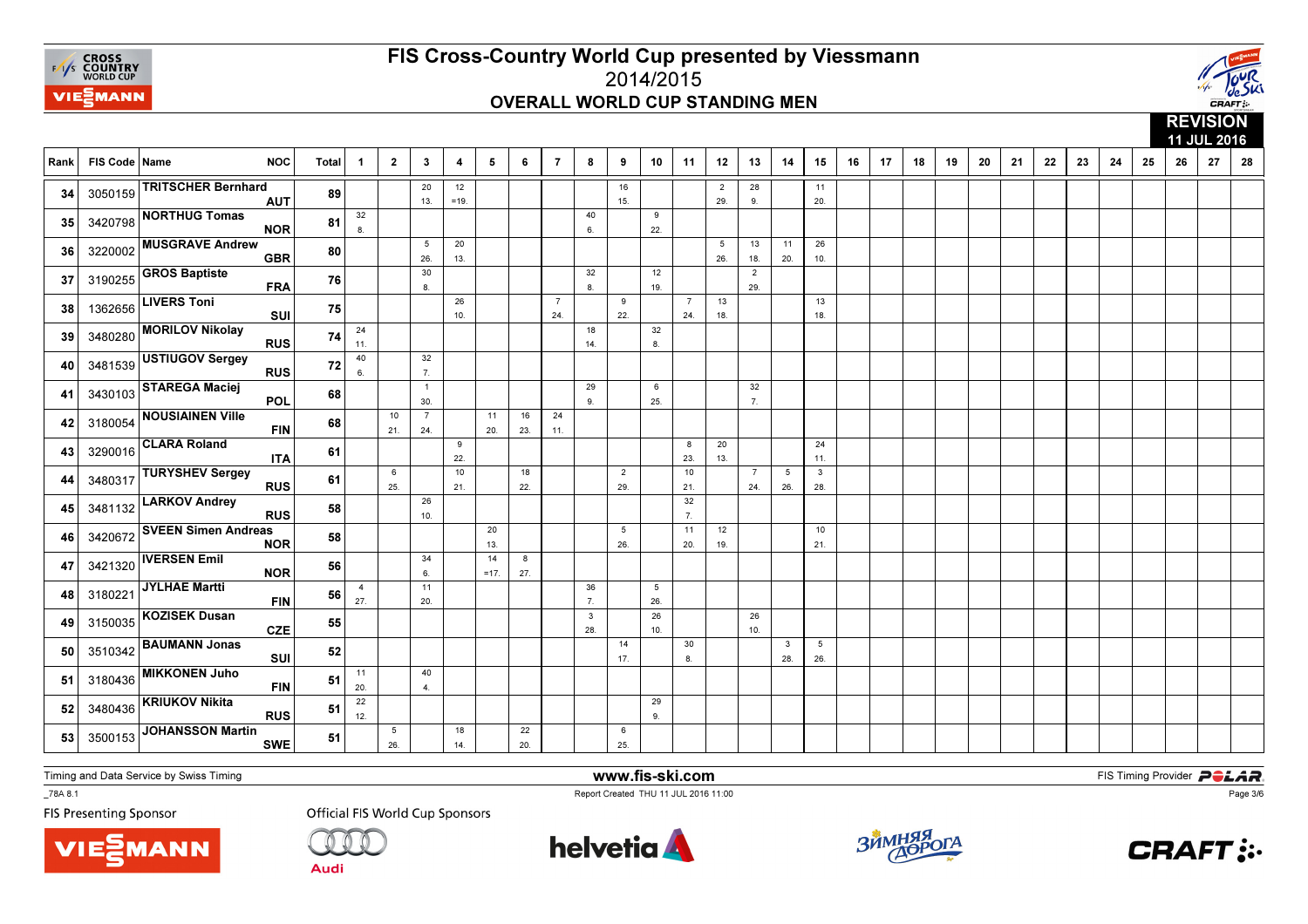# FIS Cross-Country World Cup presented by Viessmann

## 2014/2015

### OVERALL WORLD CUP STANDING MEN

**REVISION 11 JUL 2016**

| Rank | FIS Code | Name | NOC | Total | 1 | 2 | 3 | 4 | 5 | 6 | 7 | 8 | 9 | 10 | 11 | 12 | 13 | 14 | 15 | 16 | 17 | 18 | 19 | 20 | 21 | 22 | 23 | 24 | 25 | 26 | 27 | 28 |
|---|---|---|---|---|---|---|---|---|---|---|---|---|---|---|---|---|---|---|---|---|---|---|---|---|---|---|---|---|---|---|---|---|
| 34 | 3050159 | TRITSCHER Bernhard | AUT | 89 | | | 20 13. | 12 =19. | | | | | 16 15. | | | 2 29. | 28 9. | | 11 20. | | | | | | | | | | | | | |
| 35 | 3420798 | NORTHUG Tomas | NOR | 81 | 32 8. | | | | | | | 40 6. | | 9 22. | | | | | | | | | | | | | | | | | | |
| 36 | 3220002 | MUSGRAVE Andrew | GBR | 80 | | | 5 26. | 20 13. | | | | | | | | 5 26. | 13 18. | 11 20. | 26 10. | | | | | | | | | | | | | |
| 37 | 3190255 | GROS Baptiste | FRA | 76 | | | 30 8. | | | | | 32 8. | | 12 19. | | | 2 29. | | | | | | | | | | | | | | | |
| 38 | 1362656 | LIVERS Toni | SUI | 75 | | | | 26 10. | | | 7 24. | | 9 22. | | 7 24. | 13 18. | | | 13 18. | | | | | | | | | | | | | |
| 39 | 3480280 | MORILOV Nikolay | RUS | 74 | 24 11. | | | | | | | 18 14. | | 32 8. | | | | | | | | | | | | | | | | | | |
| 40 | 3481539 | USTIUGOV Sergey | RUS | 72 | 40 6. | | 32 7. | | | | | | | | | | | | | | | | | | | | | | | | | |
| 41 | 3430103 | STAREGA Maciej | POL | 68 | | | 1 30. | | | | | 29 9. | | 6 25. | | | 32 7. | | | | | | | | | | | | | | | |
| 42 | 3180054 | NOUSIAINEN Ville | FIN | 68 | | 10 21. | 7 24. | | 11 20. | 16 23. | 24 11. | | | | | | | | | | | | | | | | | | | | | |
| 43 | 3290016 | CLARA Roland | ITA | 61 | | | | 9 22. | | | | | | | 8 23. | 20 13. | | | 24 11. | | | | | | | | | | | | | |
| 44 | 3480317 | TURYSHEV Sergey | RUS | 61 | | 6 25. | | 10 21. | | 18 22. | | | 2 29. | | 10 21. | | 7 24. | 5 26. | 3 28. | | | | | | | | | | | | | |
| 45 | 3481132 | LARKOV Andrey | RUS | 58 | | | 26 10. | | | | | | | | 32 7. | | | | | | | | | | | | | | | | | |
| 46 | 3420672 | SVEEN Simen Andreas | NOR | 58 | | | | | 20 13. | | | | 5 26. | | 11 20. | 12 19. | | | 10 21. | | | | | | | | | | | | | |
| 47 | 3421320 | IVERSEN Emil | NOR | 56 | | | 34 6. | | 14 =17. | 8 27. | | | | | | | | | | | | | | | | | | | | | | |
| 48 | 3180221 | JYLHAE Martti | FIN | 56 | 4 27. | | 11 20. | | | | | 36 7. | | 5 26. | | | | | | | | | | | | | | | | | | |
| 49 | 3150035 | KOZISEK Dusan | CZE | 55 | | | | | | | | 3 28. | | 26 10. | | | 26 10. | | | | | | | | | | | | | | | |
| 50 | 3510342 | BAUMANN Jonas | SUI | 52 | | | | | | | | | 14 17. | | 30 8. | | | 3 28. | 5 26. | | | | | | | | | | | | | |
| 51 | 3180436 | MIKKONEN Juho | FIN | 51 | 11 20. | | 40 4. | | | | | | | | | | | | | | | | | | | | | | | | | |
| 52 | 3480436 | KRIUKOV Nikita | RUS | 51 | 22 12. | | | | | | | | | 29 9. | | | | | | | | | | | | | | | | | | |
| 53 | 3500153 | JOHANSSON Martin | SWE | 51 | | 5 26. | | 18 14. | | 22 20. | | | 6 25. | | | | | | | | | | | | | | | | | | | |

Timing and Data Service by Swiss Timing — www.fis-ski.com — FIS Timing Provider POLAR

_78A 8.1 — Report Created THU 11 JUL 2016 11:00

FIS Presenting Sponsor — Official FIS World Cup Sponsors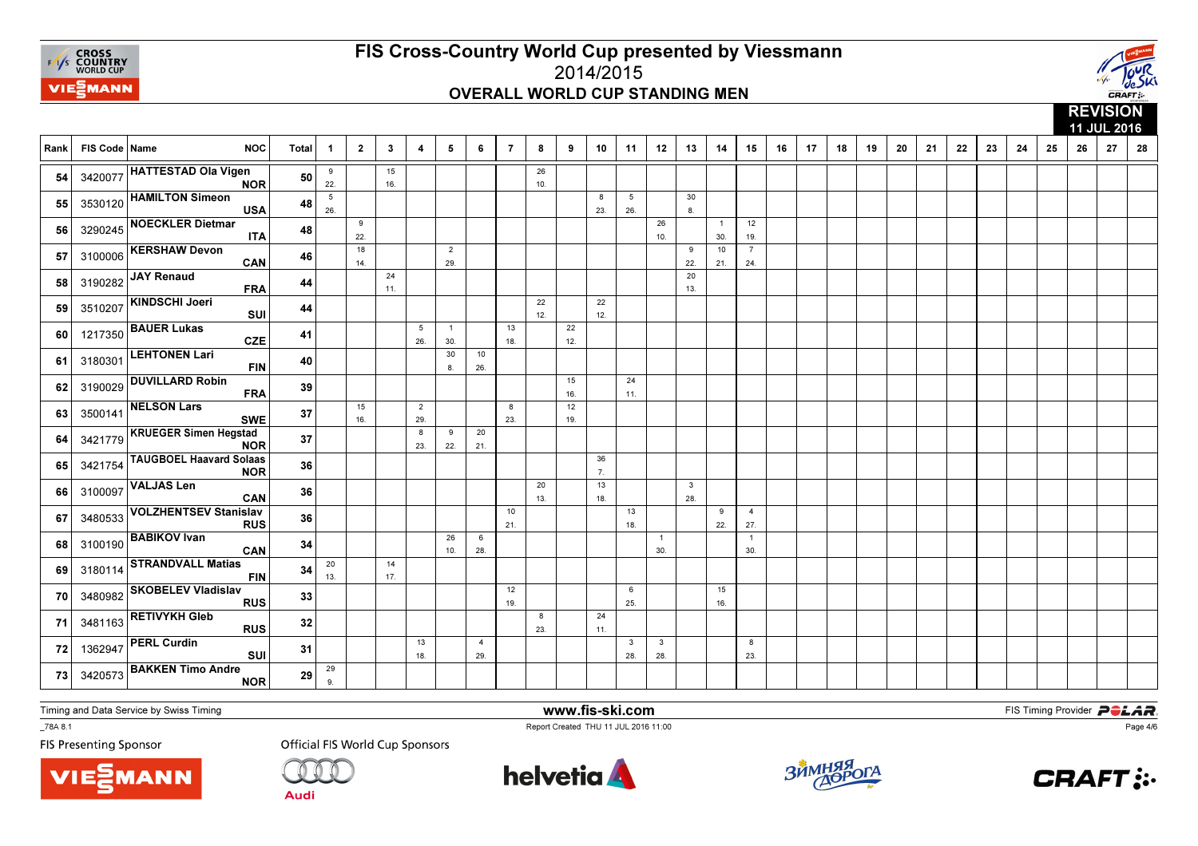# FIS Cross-Country World Cup presented by Viessmann

## 2014/2015

## OVERALL WORLD CUP STANDING MEN

REVISION 11 JUL 2016

| Rank | FIS Code | Name | NOC | Total | 1 | 2 | 3 | 4 | 5 | 6 | 7 | 8 | 9 | 10 | 11 | 12 | 13 | 14 | 15 | 16 | 17 | 18 | 19 | 20 | 21 | 22 | 23 | 24 | 25 | 26 | 27 | 28 |
|---|---|---|---|---|---|---|---|---|---|---|---|---|---|---|---|---|---|---|---|---|---|---|---|---|---|---|---|---|---|---|---|---|
| 54 | 3420077 | HATTESTAD Ola Vigen | NOR | 50 | 9 22. | | 15 16. | | | | | 26 10. | | | | | | | | | | | | | | | | | | | | |
| 55 | 3530120 | HAMILTON Simeon | USA | 48 | 5 26. | | | | | | | | | 8 23. | 5 26. | | 30 8. | | | | | | | | | | | | | | | |
| 56 | 3290245 | NOECKLER Dietmar | ITA | 48 | | 9 22. | | | | | | | | | | 26 10. | | 1 30. | 12 19. | | | | | | | | | | | | | |
| 57 | 3100006 | KERSHAW Devon | CAN | 46 | | 18 14. | | | 2 29. | | | | | | | | 9 22. | 10 21. | 7 24. | | | | | | | | | | | | | |
| 58 | 3190282 | JAY Renaud | FRA | 44 | | | 24 11. | | | | | | | | | | 20 13. | | | | | | | | | | | | | | | |
| 59 | 3510207 | KINDSCHI Joeri | SUI | 44 | | | | | | | | 22 12. | | 22 12. | | | | | | | | | | | | | | | | | | |
| 60 | 1217350 | BAUER Lukas | CZE | 41 | | | | 5 26. | 1 30. | | 13 18. | | 22 12. | | | | | | | | | | | | | | | | | | | |
| 61 | 3180301 | LEHTONEN Lari | FIN | 40 | | | | | 30 8. | 10 26. | | | | | | | | | | | | | | | | | | | | | | |
| 62 | 3190029 | DUVILLARD Robin | FRA | 39 | | | | | | | | | 15 16. | | 24 11. | | | | | | | | | | | | | | | | | |
| 63 | 3500141 | NELSON Lars | SWE | 37 | | 15 16. | | 2 29. | | | 8 23. | | 12 19. | | | | | | | | | | | | | | | | | | | |
| 64 | 3421779 | KRUEGER Simen Hegstad | NOR | 37 | | | | 8 23. | 9 22. | 20 21. | | | | | | | | | | | | | | | | | | | | | | |
| 65 | 3421754 | TAUGBOEL Haavard Solaas | NOR | 36 | | | | | | | | | | 36 7. | | | | | | | | | | | | | | | | | | |
| 66 | 3100097 | VALJAS Len | CAN | 36 | | | | | | | | 20 13. | | 13 18. | | | 3 28. | | | | | | | | | | | | | | | |
| 67 | 3480533 | VOLZHENTSEV Stanislav | RUS | 36 | | | | | | | 10 21. | | | | 13 18. | | | 9 22. | 4 27. | | | | | | | | | | | | | |
| 68 | 3100190 | BABIKOV Ivan | CAN | 34 | | | | | 26 10. | 6 28. | | | | | | 1 30. | | | 1 30. | | | | | | | | | | | | | |
| 69 | 3180114 | STRANDVALL Matias | FIN | 34 | 20 13. | | 14 17. | | | | | | | | | | | | | | | | | | | | | | | | | |
| 70 | 3480982 | SKOBELEV Vladislav | RUS | 33 | | | | | | | 12 19. | | | | 6 25. | | | 15 16. | | | | | | | | | | | | | | |
| 71 | 3481163 | RETIVYKH Gleb | RUS | 32 | | | | | | | | 8 23. | | 24 11. | | | | | | | | | | | | | | | | | | |
| 72 | 1362947 | PERL Curdin | SUI | 31 | | | | 13 18. | | 4 29. | | | | | 3 28. | 3 28. | | | 8 23. | | | | | | | | | | | | | |
| 73 | 3420573 | BAKKEN Timo Andre | NOR | 29 | 29 9. | | | | | | | | | | | | | | | | | | | | | | | | | | | |

Timing and Data Service by Swiss Timing

www.fis-ski.com

FIS Timing Provider POLAR

_78A 8.1

Report Created THU 11 JUL 2016 11:00

FIS Presenting Sponsor

Official FIS World Cup Sponsors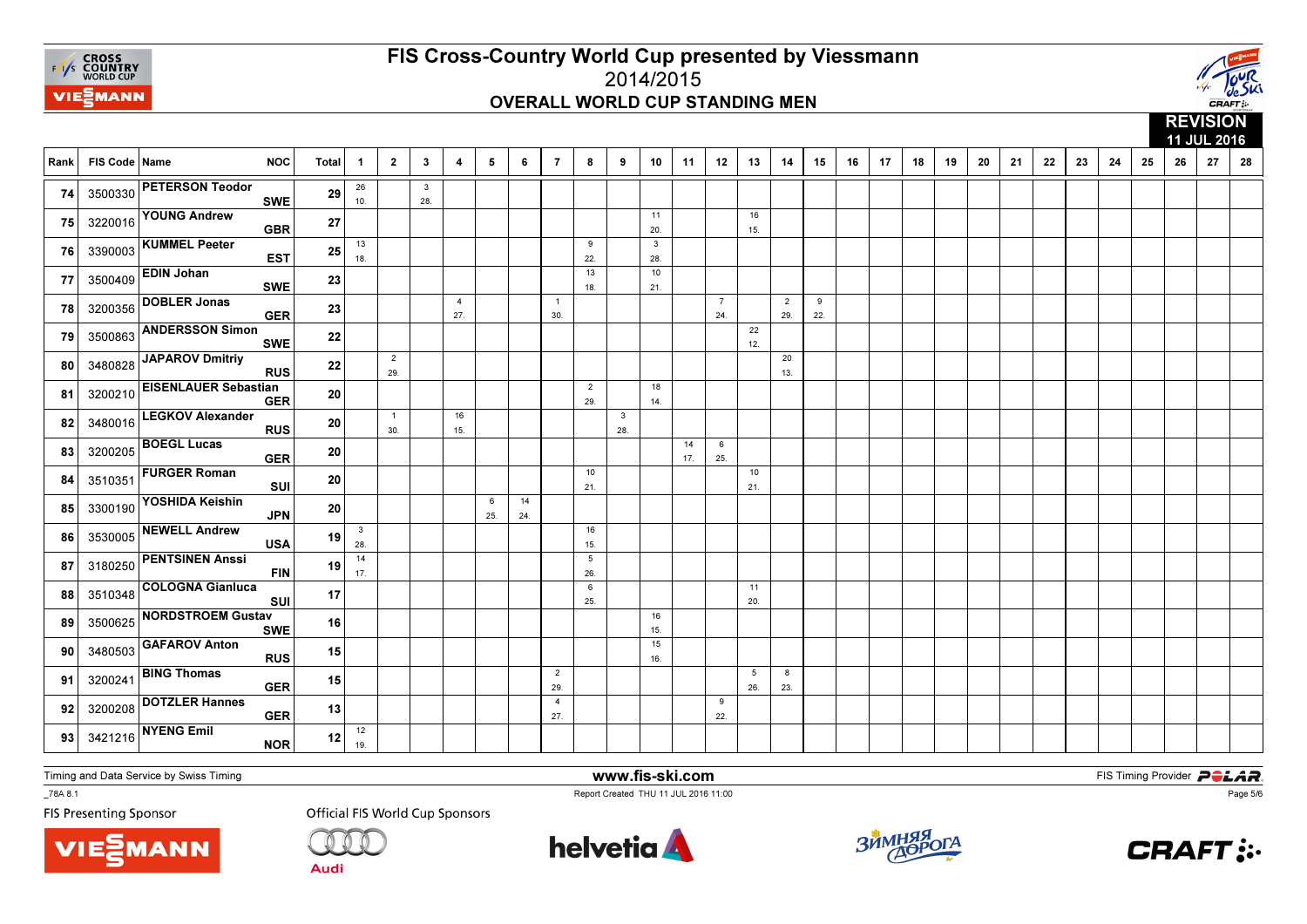# FIS Cross-Country World Cup presented by Viessmann

## 2014/2015

### OVERALL WORLD CUP STANDING MEN

**REVISION**
**11 JUL 2016**

| Rank | FIS Code | Name | NOC | Total | 1 | 2 | 3 | 4 | 5 | 6 | 7 | 8 | 9 | 10 | 11 | 12 | 13 | 14 | 15 | 16 | 17 | 18 | 19 | 20 | 21 | 22 | 23 | 24 | 25 | 26 | 27 | 28 |
|---|---|---|---|---|---|---|---|---|---|---|---|---|---|---|---|---|---|---|---|---|---|---|---|---|---|---|---|---|---|---|---|---|
| 74 | 3500330 | PETERSON Teodor | SWE | 29 | 26 10. | | 3 28. | | | | | | | | | | | | | | | | | | | | | | | | | |
| 75 | 3220016 | YOUNG Andrew | GBR | 27 | | | | | | | | | | 11 20. | | | 16 15. | | | | | | | | | | | | | | | |
| 76 | 3390003 | KUMMEL Peeter | EST | 25 | 13 18. | | | | | | | 9 22. | | 3 28. | | | | | | | | | | | | | | | | | | |
| 77 | 3500409 | EDIN Johan | SWE | 23 | | | | | | | | 13 18. | | 10 21. | | | | | | | | | | | | | | | | | | |
| 78 | 3200356 | DOBLER Jonas | GER | 23 | | | | 4 27. | | | 1 30. | | | | | 7 24. | | 2 29. | 9 22. | | | | | | | | | | | | | |
| 79 | 3500863 | ANDERSSON Simon | SWE | 22 | | | | | | | | | | | | | 22 12. | | | | | | | | | | | | | | | |
| 80 | 3480828 | JAPAROV Dmitriy | RUS | 22 | | 2 29. | | | | | | | | | | | | 20 13. | | | | | | | | | | | | | | |
| 81 | 3200210 | EISENLAUER Sebastian | GER | 20 | | | | | | | | 2 29. | | 18 14. | | | | | | | | | | | | | | | | | | |
| 82 | 3480016 | LEGKOV Alexander | RUS | 20 | | 1 30. | | 16 15. | | | | | 3 28. | | | | | | | | | | | | | | | | | | | |
| 83 | 3200205 | BOEGL Lucas | GER | 20 | | | | | | | | | | | 14 17. | 6 25. | | | | | | | | | | | | | | | | |
| 84 | 3510351 | FURGER Roman | SUI | 20 | | | | | | | | 10 21. | | | | | 10 21. | | | | | | | | | | | | | | | |
| 85 | 3300190 | YOSHIDA Keishin | JPN | 20 | | | | | 6 25. | 14 24. | | | | | | | | | | | | | | | | | | | | | | |
| 86 | 3530005 | NEWELL Andrew | USA | 19 | 3 28. | | | | | | | 16 15. | | | | | | | | | | | | | | | | | | | | |
| 87 | 3180250 | PENTSINEN Anssi | FIN | 19 | 14 17. | | | | | | | 5 26. | | | | | | | | | | | | | | | | | | | | |
| 88 | 3510348 | COLOGNA Gianluca | SUI | 17 | | | | | | | | 6 25. | | | | | 11 20. | | | | | | | | | | | | | | | |
| 89 | 3500625 | NORDSTROEM Gustav | SWE | 16 | | | | | | | | | | 16 15. | | | | | | | | | | | | | | | | | | |
| 90 | 3480503 | GAFAROV Anton | RUS | 15 | | | | | | | | | | 15 16. | | | | | | | | | | | | | | | | | | |
| 91 | 3200241 | BING Thomas | GER | 15 | | | | | | | 2 29. | | | | | | 5 26. | 8 23. | | | | | | | | | | | | | | |
| 92 | 3200208 | DOTZLER Hannes | GER | 13 | | | | | | | 4 27. | | | | | 9 22. | | | | | | | | | | | | | | | | |
| 93 | 3421216 | NYENG Emil | NOR | 12 | 12 19. | | | | | | | | | | | | | | | | | | | | | | | | | | | |

Timing and Data Service by Swiss Timing

www.fis-ski.com

FIS Timing Provider POLAR

_78A 8.1

Report Created THU 11 JUL 2016 11:00

FIS Presenting Sponsor: VIESSMANN

Official FIS World Cup Sponsors: Audi, helvetia, Зимняя дорога, CRAFT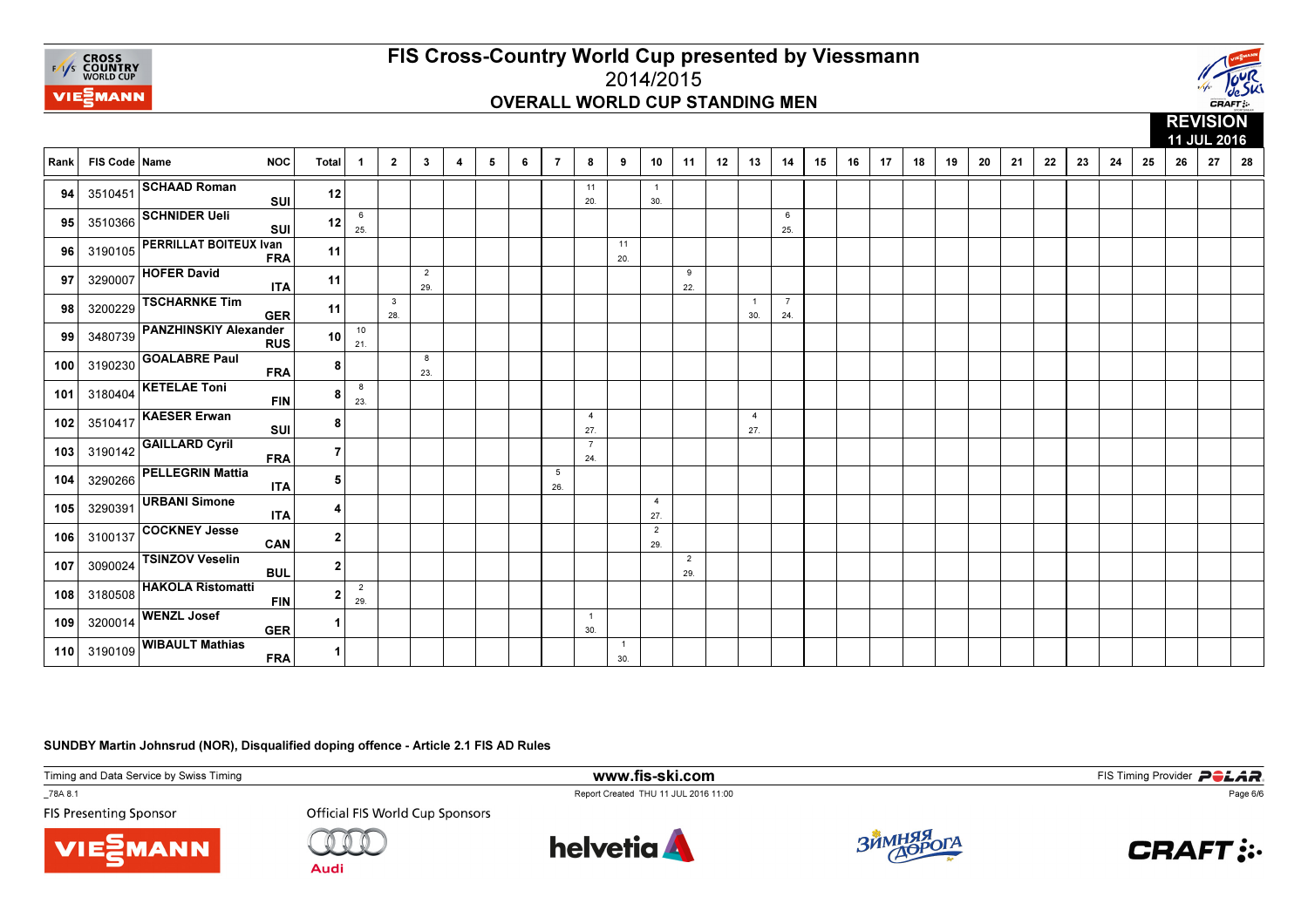# FIS Cross-Country World Cup presented by Viessmann

## 2014/2015

## OVERALL WORLD CUP STANDING MEN

**REVISION**
**11 JUL 2016**

| Rank | FIS Code | Name | NOC | Total | 1 | 2 | 3 | 4 | 5 | 6 | 7 | 8 | 9 | 10 | 11 | 12 | 13 | 14 | 15 | 16 | 17 | 18 | 19 | 20 | 21 | 22 | 23 | 24 | 25 | 26 | 27 | 28 |
|---|---|---|---|---|---|---|---|---|---|---|---|---|---|---|---|---|---|---|---|---|---|---|---|---|---|---|---|---|---|---|---|---|
| 94 | 3510451 | SCHAAD Roman | SUI | 12 | | | | | | | | 11 20. | | 1 30. | | | | | | | | | | | | | | | | | | |
| 95 | 3510366 | SCHNIDER Ueli | SUI | 12 | 6 25. | | | | | | | | | | | | | 6 25. | | | | | | | | | | | | | | |
| 96 | 3190105 | PERRILLAT BOITEUX Ivan | FRA | 11 | | | | | | | | | 11 20. | | | | | | | | | | | | | | | | | | | |
| 97 | 3290007 | HOFER David | ITA | 11 | | | 2 29. | | | | | | | | 9 22. | | | | | | | | | | | | | | | | | |
| 98 | 3200229 | TSCHARNKE Tim | GER | 11 | | 3 28. | | | | | | | | | | | 1 30. | 7 24. | | | | | | | | | | | | | | |
| 99 | 3480739 | PANZHINSKIY Alexander | RUS | 10 | 10 21. | | | | | | | | | | | | | | | | | | | | | | | | | | | |
| 100 | 3190230 | GOALABRE Paul | FRA | 8 | | | 8 23. | | | | | | | | | | | | | | | | | | | | | | | | | |
| 101 | 3180404 | KETELAE Toni | FIN | 8 | 8 23. | | | | | | | | | | | | | | | | | | | | | | | | | | | |
| 102 | 3510417 | KAESER Erwan | SUI | 8 | | | | | | | | 4 27. | | | | | 4 27. | | | | | | | | | | | | | | | |
| 103 | 3190142 | GAILLARD Cyril | FRA | 7 | | | | | | | | 7 24. | | | | | | | | | | | | | | | | | | | | |
| 104 | 3290266 | PELLEGRIN Mattia | ITA | 5 | | | | | | | 5 26. | | | | | | | | | | | | | | | | | | | | | |
| 105 | 3290391 | URBANI Simone | ITA | 4 | | | | | | | | | | 4 27. | | | | | | | | | | | | | | | | | | |
| 106 | 3100137 | COCKNEY Jesse | CAN | 2 | | | | | | | | | | 2 29. | | | | | | | | | | | | | | | | | | |
| 107 | 3090024 | TSINZOV Veselin | BUL | 2 | | | | | | | | | | | 2 29. | | | | | | | | | | | | | | | | | |
| 108 | 3180508 | HAKOLA Ristomatti | FIN | 2 | 2 29. | | | | | | | | | | | | | | | | | | | | | | | | | | | |
| 109 | 3200014 | WENZL Josef | GER | 1 | | | | | | | | 1 30. | | | | | | | | | | | | | | | | | | | | |
| 110 | 3190109 | WIBAULT Mathias | FRA | 1 | | | | | | | | | 1 30. | | | | | | | | | | | | | | | | | | | |

**SUNDBY Martin Johnsrud (NOR), Disqualified doping offence - Article 2.1 FIS AD Rules**

Timing and Data Service by Swiss Timing

www.fis-ski.com

FIS Timing Provider POLAR

_78A 8.1

Report Created THU 11 JUL 2016 11:00

FIS Presenting Sponsor: VIESSMANN

Official FIS World Cup Sponsors: Audi, helvetia, ЗИМНЯЯ ДОРОГА, CRAFT